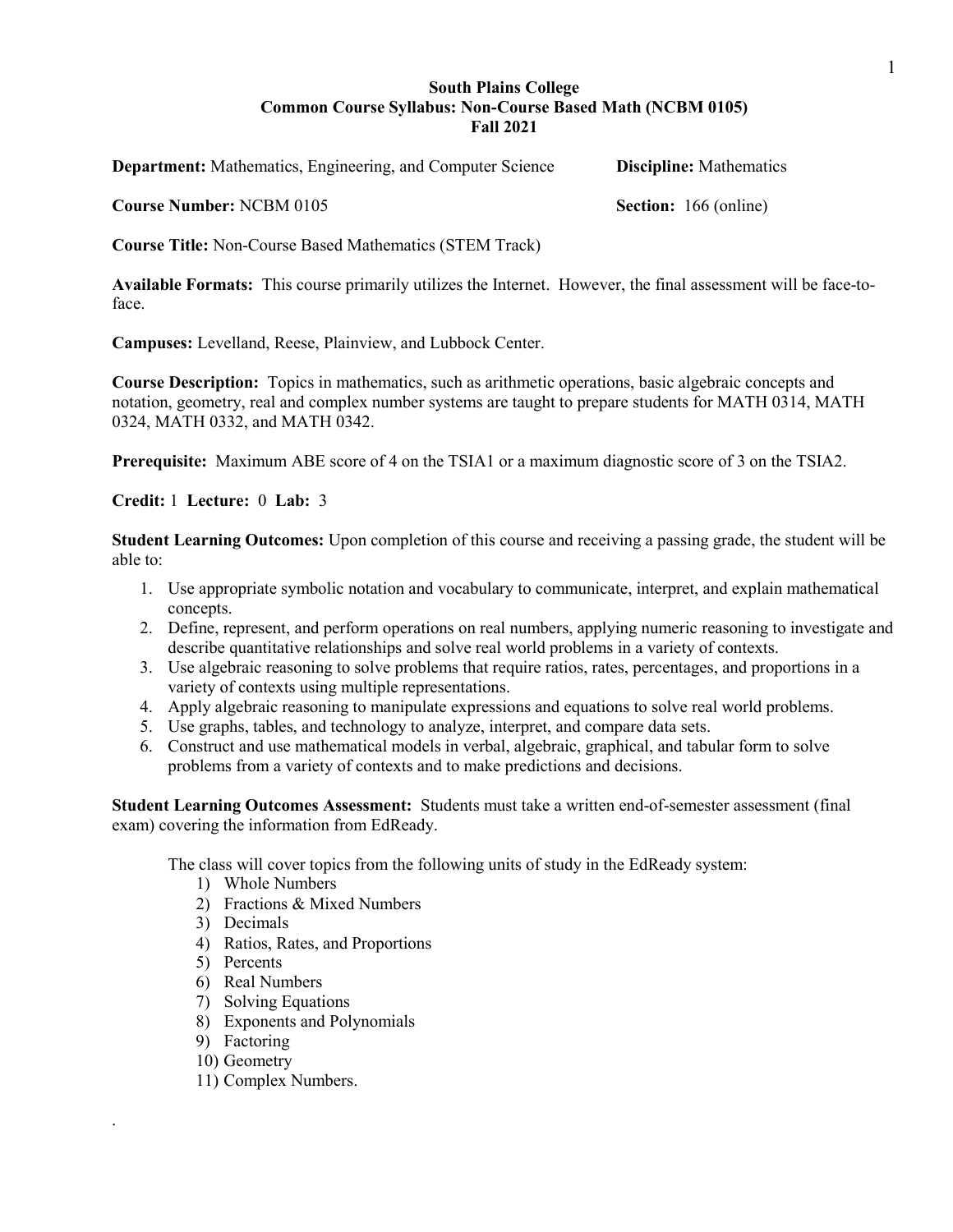**South Plains College**
**Common Course Syllabus: Non-Course Based Math (NCBM 0105)**
**Fall 2021**

**Department:** Mathematics, Engineering, and Computer Science **Discipline:** Mathematics

**Course Number:** NCBM 0105 **Section:** 166 (online)

**Course Title:** Non-Course Based Mathematics (STEM Track)

**Available Formats:** This course primarily utilizes the Internet. However, the final assessment will be face-to-face.

**Campuses:** Levelland, Reese, Plainview, and Lubbock Center.

**Course Description:** Topics in mathematics, such as arithmetic operations, basic algebraic concepts and notation, geometry, real and complex number systems are taught to prepare students for MATH 0314, MATH 0324, MATH 0332, and MATH 0342.

**Prerequisite:** Maximum ABE score of 4 on the TSIA1 or a maximum diagnostic score of 3 on the TSIA2.

**Credit:** 1 **Lecture:** 0 **Lab:** 3

**Student Learning Outcomes:** Upon completion of this course and receiving a passing grade, the student will be able to:

1. Use appropriate symbolic notation and vocabulary to communicate, interpret, and explain mathematical concepts.
2. Define, represent, and perform operations on real numbers, applying numeric reasoning to investigate and describe quantitative relationships and solve real world problems in a variety of contexts.
3. Use algebraic reasoning to solve problems that require ratios, rates, percentages, and proportions in a variety of contexts using multiple representations.
4. Apply algebraic reasoning to manipulate expressions and equations to solve real world problems.
5. Use graphs, tables, and technology to analyze, interpret, and compare data sets.
6. Construct and use mathematical models in verbal, algebraic, graphical, and tabular form to solve problems from a variety of contexts and to make predictions and decisions.

**Student Learning Outcomes Assessment:** Students must take a written end-of-semester assessment (final exam) covering the information from EdReady.

The class will cover topics from the following units of study in the EdReady system:

1) Whole Numbers
2) Fractions & Mixed Numbers
3) Decimals
4) Ratios, Rates, and Proportions
5) Percents
6) Real Numbers
7) Solving Equations
8) Exponents and Polynomials
9) Factoring
10) Geometry
11) Complex Numbers.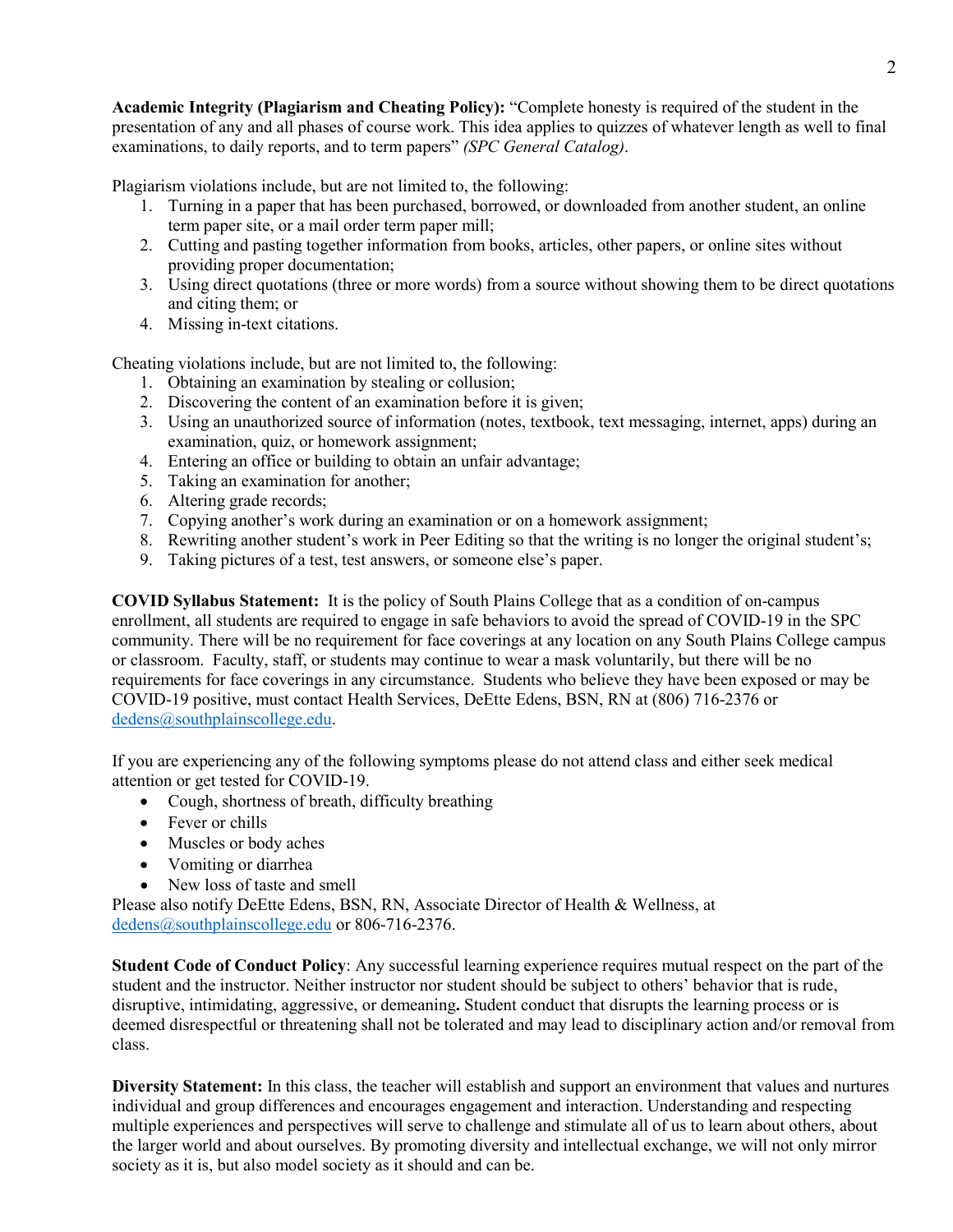**Academic Integrity (Plagiarism and Cheating Policy):** "Complete honesty is required of the student in the presentation of any and all phases of course work. This idea applies to quizzes of whatever length as well to final examinations, to daily reports, and to term papers" *(SPC General Catalog)*.

Plagiarism violations include, but are not limited to, the following:

1. Turning in a paper that has been purchased, borrowed, or downloaded from another student, an online term paper site, or a mail order term paper mill;
2. Cutting and pasting together information from books, articles, other papers, or online sites without providing proper documentation;
3. Using direct quotations (three or more words) from a source without showing them to be direct quotations and citing them; or
4. Missing in-text citations.

Cheating violations include, but are not limited to, the following:

1. Obtaining an examination by stealing or collusion;
2. Discovering the content of an examination before it is given;
3. Using an unauthorized source of information (notes, textbook, text messaging, internet, apps) during an examination, quiz, or homework assignment;
4. Entering an office or building to obtain an unfair advantage;
5. Taking an examination for another;
6. Altering grade records;
7. Copying another's work during an examination or on a homework assignment;
8. Rewriting another student's work in Peer Editing so that the writing is no longer the original student's;
9. Taking pictures of a test, test answers, or someone else's paper.

**COVID Syllabus Statement:** It is the policy of South Plains College that as a condition of on-campus enrollment, all students are required to engage in safe behaviors to avoid the spread of COVID-19 in the SPC community. There will be no requirement for face coverings at any location on any South Plains College campus or classroom. Faculty, staff, or students may continue to wear a mask voluntarily, but there will be no requirements for face coverings in any circumstance. Students who believe they have been exposed or may be COVID-19 positive, must contact Health Services, DeEtte Edens, BSN, RN at (806) 716-2376 or dedens@southplainscollege.edu.

If you are experiencing any of the following symptoms please do not attend class and either seek medical attention or get tested for COVID-19.

- Cough, shortness of breath, difficulty breathing
- Fever or chills
- Muscles or body aches
- Vomiting or diarrhea
- New loss of taste and smell

Please also notify DeEtte Edens, BSN, RN, Associate Director of Health & Wellness, at dedens@southplainscollege.edu or 806-716-2376.

**Student Code of Conduct Policy**: Any successful learning experience requires mutual respect on the part of the student and the instructor. Neither instructor nor student should be subject to others' behavior that is rude, disruptive, intimidating, aggressive, or demeaning**.** Student conduct that disrupts the learning process or is deemed disrespectful or threatening shall not be tolerated and may lead to disciplinary action and/or removal from class.

**Diversity Statement:** In this class, the teacher will establish and support an environment that values and nurtures individual and group differences and encourages engagement and interaction. Understanding and respecting multiple experiences and perspectives will serve to challenge and stimulate all of us to learn about others, about the larger world and about ourselves. By promoting diversity and intellectual exchange, we will not only mirror society as it is, but also model society as it should and can be.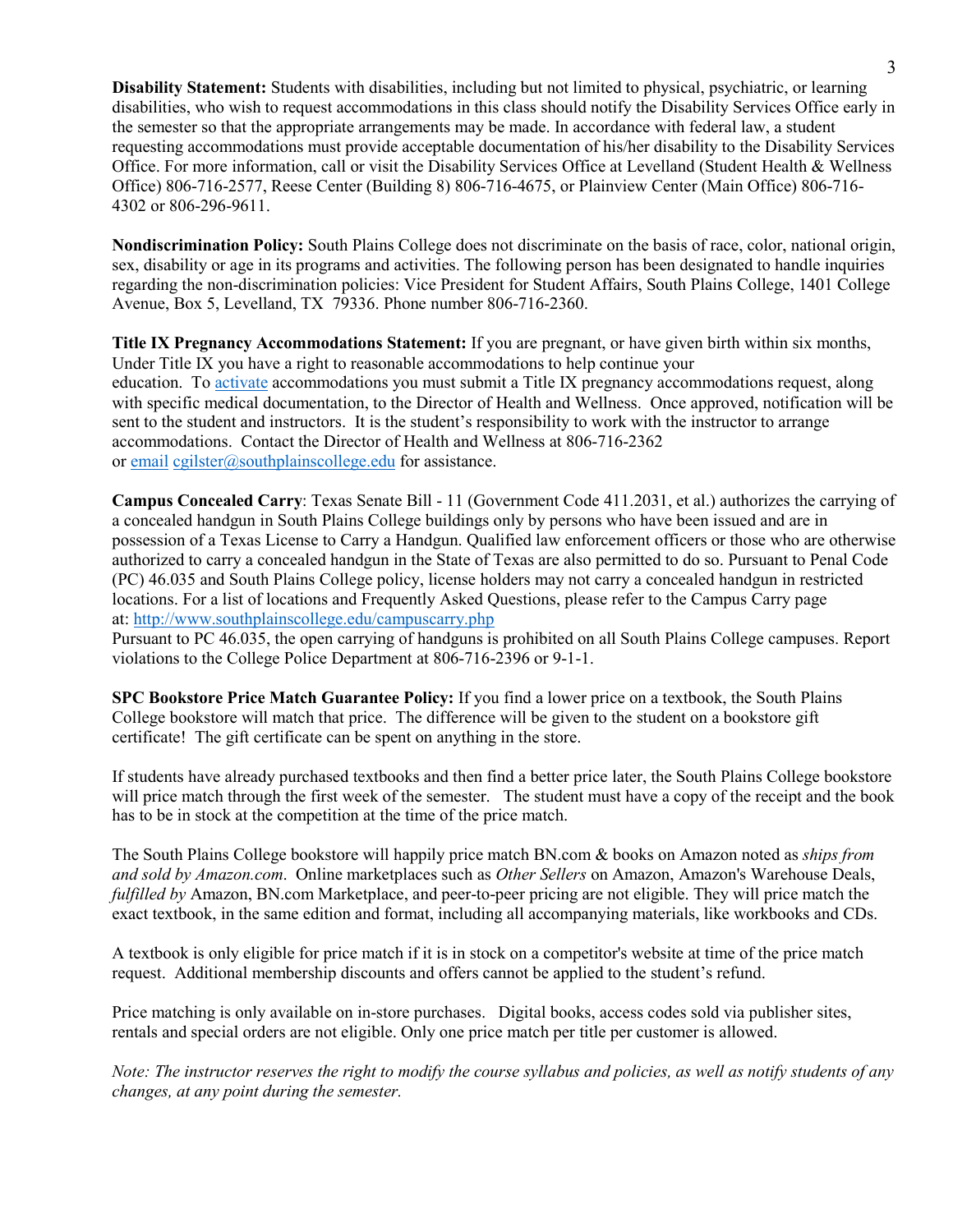**Disability Statement:** Students with disabilities, including but not limited to physical, psychiatric, or learning disabilities, who wish to request accommodations in this class should notify the Disability Services Office early in the semester so that the appropriate arrangements may be made. In accordance with federal law, a student requesting accommodations must provide acceptable documentation of his/her disability to the Disability Services Office. For more information, call or visit the Disability Services Office at Levelland (Student Health & Wellness Office) 806-716-2577, Reese Center (Building 8) 806-716-4675, or Plainview Center (Main Office) 806-716-4302 or 806-296-9611.

**Nondiscrimination Policy:** South Plains College does not discriminate on the basis of race, color, national origin, sex, disability or age in its programs and activities. The following person has been designated to handle inquiries regarding the non-discrimination policies: Vice President for Student Affairs, South Plains College, 1401 College Avenue, Box 5, Levelland, TX 79336. Phone number 806-716-2360.

**Title IX Pregnancy Accommodations Statement:** If you are pregnant, or have given birth within six months, Under Title IX you have a right to reasonable accommodations to help continue your education. To activate accommodations you must submit a Title IX pregnancy accommodations request, along with specific medical documentation, to the Director of Health and Wellness. Once approved, notification will be sent to the student and instructors. It is the student's responsibility to work with the instructor to arrange accommodations. Contact the Director of Health and Wellness at 806-716-2362 or email cgilster@southplainscollege.edu for assistance.

**Campus Concealed Carry**: Texas Senate Bill - 11 (Government Code 411.2031, et al.) authorizes the carrying of a concealed handgun in South Plains College buildings only by persons who have been issued and are in possession of a Texas License to Carry a Handgun. Qualified law enforcement officers or those who are otherwise authorized to carry a concealed handgun in the State of Texas are also permitted to do so. Pursuant to Penal Code (PC) 46.035 and South Plains College policy, license holders may not carry a concealed handgun in restricted locations. For a list of locations and Frequently Asked Questions, please refer to the Campus Carry page at: http://www.southplainscollege.edu/campuscarry.php
Pursuant to PC 46.035, the open carrying of handguns is prohibited on all South Plains College campuses. Report violations to the College Police Department at 806-716-2396 or 9-1-1.

**SPC Bookstore Price Match Guarantee Policy:** If you find a lower price on a textbook, the South Plains College bookstore will match that price. The difference will be given to the student on a bookstore gift certificate! The gift certificate can be spent on anything in the store.

If students have already purchased textbooks and then find a better price later, the South Plains College bookstore will price match through the first week of the semester. The student must have a copy of the receipt and the book has to be in stock at the competition at the time of the price match.

The South Plains College bookstore will happily price match BN.com & books on Amazon noted as *ships from and sold by Amazon.com*. Online marketplaces such as *Other Sellers* on Amazon, Amazon's Warehouse Deals, *fulfilled by* Amazon, BN.com Marketplace, and peer-to-peer pricing are not eligible. They will price match the exact textbook, in the same edition and format, including all accompanying materials, like workbooks and CDs.

A textbook is only eligible for price match if it is in stock on a competitor's website at time of the price match request. Additional membership discounts and offers cannot be applied to the student's refund.

Price matching is only available on in-store purchases. Digital books, access codes sold via publisher sites, rentals and special orders are not eligible. Only one price match per title per customer is allowed.

*Note: The instructor reserves the right to modify the course syllabus and policies, as well as notify students of any changes, at any point during the semester.*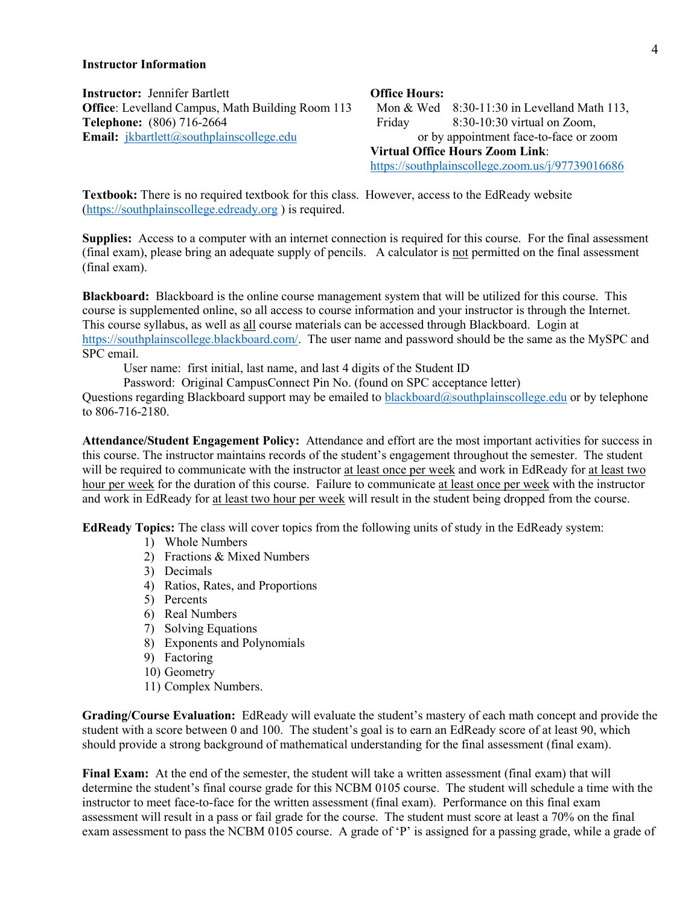**Instructor Information**

**Instructor:** Jennifer Bartlett
**Office**: Levelland Campus, Math Building Room 113
**Telephone:** (806) 716-2664
**Email:** jkbartlett@southplainscollege.edu

**Office Hours:**
Mon & Wed 8:30-11:30 in Levelland Math 113,
Friday 8:30-10:30 virtual on Zoom,
or by appointment face-to-face or zoom
**Virtual Office Hours Zoom Link**: https://southplainscollege.zoom.us/j/97739016686

**Textbook:** There is no required textbook for this class. However, access to the EdReady website (https://southplainscollege.edready.org ) is required.

**Supplies:** Access to a computer with an internet connection is required for this course. For the final assessment (final exam), please bring an adequate supply of pencils. A calculator is not permitted on the final assessment (final exam).

**Blackboard:** Blackboard is the online course management system that will be utilized for this course. This course is supplemented online, so all access to course information and your instructor is through the Internet. This course syllabus, as well as all course materials can be accessed through Blackboard. Login at https://southplainscollege.blackboard.com/. The user name and password should be the same as the MySPC and SPC email.

User name: first initial, last name, and last 4 digits of the Student ID
Password: Original CampusConnect Pin No. (found on SPC acceptance letter)

Questions regarding Blackboard support may be emailed to blackboard@southplainscollege.edu or by telephone to 806-716-2180.

**Attendance/Student Engagement Policy:** Attendance and effort are the most important activities for success in this course. The instructor maintains records of the student's engagement throughout the semester. The student will be required to communicate with the instructor at least once per week and work in EdReady for at least two hour per week for the duration of this course. Failure to communicate at least once per week with the instructor and work in EdReady for at least two hour per week will result in the student being dropped from the course.

**EdReady Topics:** The class will cover topics from the following units of study in the EdReady system:

1) Whole Numbers
2) Fractions & Mixed Numbers
3) Decimals
4) Ratios, Rates, and Proportions
5) Percents
6) Real Numbers
7) Solving Equations
8) Exponents and Polynomials
9) Factoring
10) Geometry
11) Complex Numbers.

**Grading/Course Evaluation:** EdReady will evaluate the student's mastery of each math concept and provide the student with a score between 0 and 100. The student's goal is to earn an EdReady score of at least 90, which should provide a strong background of mathematical understanding for the final assessment (final exam).

**Final Exam:** At the end of the semester, the student will take a written assessment (final exam) that will determine the student's final course grade for this NCBM 0105 course. The student will schedule a time with the instructor to meet face-to-face for the written assessment (final exam). Performance on this final exam assessment will result in a pass or fail grade for the course. The student must score at least a 70% on the final exam assessment to pass the NCBM 0105 course. A grade of 'P' is assigned for a passing grade, while a grade of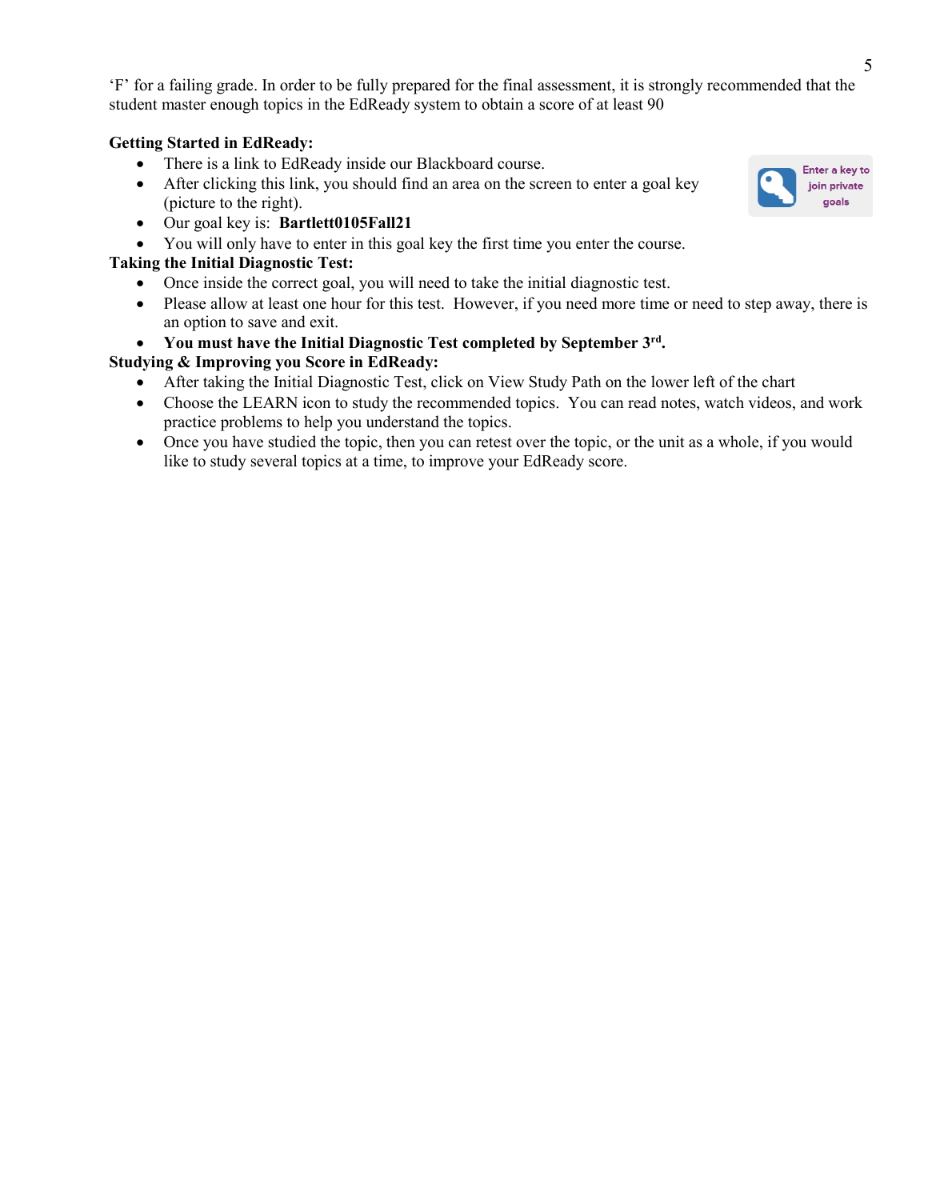'F' for a failing grade. In order to be fully prepared for the final assessment, it is strongly recommended that the student master enough topics in the EdReady system to obtain a score of at least 90

**Getting Started in EdReady:**

- There is a link to EdReady inside our Blackboard course.
- After clicking this link, you should find an area on the screen to enter a goal key (picture to the right).
- Our goal key is: **Bartlett0105Fall21**
- You will only have to enter in this goal key the first time you enter the course.

Enter a key to join private goals

**Taking the Initial Diagnostic Test:**

- Once inside the correct goal, you will need to take the initial diagnostic test.
- Please allow at least one hour for this test. However, if you need more time or need to step away, there is an option to save and exit.
- **You must have the Initial Diagnostic Test completed by September 3rd.**

**Studying & Improving you Score in EdReady:**

- After taking the Initial Diagnostic Test, click on View Study Path on the lower left of the chart
- Choose the LEARN icon to study the recommended topics. You can read notes, watch videos, and work practice problems to help you understand the topics.
- Once you have studied the topic, then you can retest over the topic, or the unit as a whole, if you would like to study several topics at a time, to improve your EdReady score.